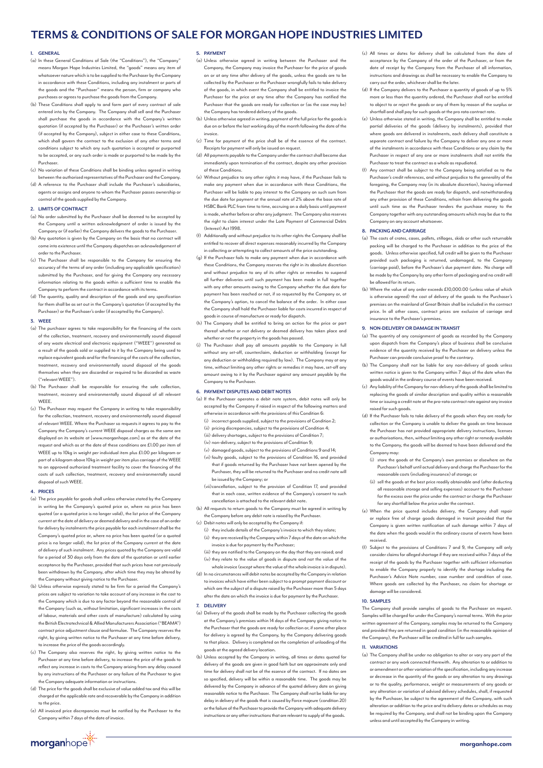# TERMS & CONDITIONS OF SALE FOR MORGAN HOPE INDUSTRIES LIMITED

## 1. GENERAL

(a) In these General Conditions of Sale (the "Conditions"), the "Company" means Morgan Hope Industries Limited, the "goods" means any item of whatsoever nature which is to be supplied to the Purchaser by the Company in accordance with these Conditions, including any instalment or parts of the goods and the "Purchaser" means the person, firm or company who purchases or agrees to purchase the goods from the Company.

(b) These Conditions shall apply to and form part of every contract of sale entered into by the Company. The Company shall sell and the Purchaser shall purchase the goods in accordance with the Company's written quotation (if accepted by the Purchaser) or the Purchaser's written order (if accepted by the Company), subject in either case to these Conditions, which shall govern the contract to the exclusion of any other terms and conditions subject to which any such quotation is accepted or purported to be accepted, or any such order is made or purported to be made by the Purchaser.

(c) No variation of these Conditions shall be binding unless agreed in writing between the authorised representatives of the Purchaser and the Company.

(d) A reference to the Purchaser shall include the Purchaser's subsidiaries, agents or assigns and anyone to whom the Purchaser passes ownership or control of the goods supplied by the Company.

## 2. LIMITS OF CONTRACT

(a) No order submitted by the Purchaser shall be deemed to be accepted by the Company until a written acknowledgment of order is issued by the Company or (if earlier) the Company delivers the goods to the Purchaser.

(b) Any quotation is given by the Company on the basis that no contract will come into existence until the Company dispatches an acknowledgement of order to the Purchaser.

(c) The Purchaser shall be responsible to the Company for ensuring the accuracy of the terms of any order (including any applicable specification) submitted by the Purchaser, and for giving the Company any necessary information relating to the goods within a sufficient time to enable the Company to perform the contract in accordance with its terms.

(d) The quantity, quality and description of the goods and any specification for them shall be as set out in the Company's quotation (if accepted by the Purchaser) or the Purchaser's order (if accepted by the Company).

## 3. WEEE

(a) The purchaser agrees to take responsibility for the financing of the costs of the collection, treatment, recovery and environmentally sound disposal of any waste electrical and electronic equipment ("WEEE") generated as a result of the goods sold or supplied to it by the Company being used to replace equivalent goods and for the financing of the costs of the collection, treatment, recovery and environmentally sound disposal of the goods themselves when they are discarded or required to be discarded as waste ("relevant WEEE").

(b) The Purchaser shall be responsible for ensuring the safe collection, treatment, recovery and environmentally sound disposal of all relevant WEEE.

(c) The Purchaser may request the Company in writing to take responsibility for the collection, treatment, recovery and environmentally sound disposal of relevant WEEE. Where the Purchaser so requests it agrees to pay to the Company the Company's current WEEE disposal charges as the same are displayed on its website at [www.morganhope.com] as at the date of the request and which as at the date of these conditions are £1.00 per item of WEEE up to 10kg in weight per individual item plus £1.00 per kilogram or part of a kilogram above 10kg in weight per item plus carriage of the WEEE to an approved authorized treatment facility to cover the financing of the costs of such collection, treatment, recovery and environmentally sound disposal of such WEEE.

## 4. PRICES

(a) The price payable for goods shall unless otherwise stated by the Company in writing be the Company's quoted price or, where no price has been quoted (or a quoted price is no longer valid), the list price of the Company current at the date of delivery or deemed delivery and in the case of an order for delivery by instalments the price payable for each instalment shall be the Company's quoted price or, where no price has been quoted (or a quoted price is no longer valid), the list price of the Company current at the date of delivery of such instalment. Any prices quoted by the Company are valid for a period of 30 days only from the date of the quotation or until earlier acceptance by the Purchaser, provided that such prices have not previously been withdrawn by the Company, after which time they may be altered by the Company without giving notice to the Purchaser.

(b) Unless otherwise expressly stated to be firm for a period the Company's prices are subject to variation to take account of any increase in the cost to the Company which is due to any factor beyond the reasonable control of the Company (such as, without limitation, significant increases in the costs of labour, materials and other costs of manufacture) calculated by using the British Electrotechnical & Allied Manufacturers Association ("BEAMA") contract price adjustment clause and formulae. The Company reserves the right, by giving written notice to the Purchaser at any time before delivery, to increase the price of the goods accordingly.

(c) The Company also reserves the right, by giving written notice to the Purchaser at any time before delivery, to increase the price of the goods to reflect any increase in costs to the Company arising from any delay caused by any instructions of the Purchaser or any failure of the Purchaser to give the Company adequate information or instructions.

(d) The price for the goods shall be exclusive of value added tax and this will be charged at the applicable rate and recoverable by the Company in addition to the price.

(e) All invoiced price discrepancies must be notified by the Purchaser to the Company within 7 days of the date of invoice.

## 5. PAYMENT

(a) Unless otherwise agreed in writing between the Purchaser and the Company, the Company may invoice the Purchaser for the price of goods on or at any time after delivery of the goods, unless the goods are to be collected by the Purchaser or the Purchaser wrongfully fails to take delivery of the goods, in which event the Company shall be entitled to invoice the Purchaser for the price at any time after the Company has notified the Purchaser that the goods are ready for collection or (as the case may be) the Company has tendered delivery of the goods.

(b) Unless otherwise agreed in writing, payment of the full price for the goods is due on or before the last working day of the month following the date of the invoice.

(c) Time for payment of the price shall be of the essence of the contract. Receipts for payment will only be issued on request.

(d) All payments payable to the Company under the contract shall become due immediately upon termination of the contract, despite any other provision of these Conditions.

(e) Without prejudice to any other rights it may have, if the Purchaser fails to make any payment when due in accordance with these Conditions, the Purchaser will be liable to pay interest to the Company on such sum from the due date for payment at the annual rate of 2% above the base rate of HSBC Bank PLC from time to time, accruing on a daily basis until payment is made, whether before or after any judgment. The Company also reserves the right to claim interest under the Late Payment of Commercial Debts (Interest) Act 1998.

(f) Additionally and without prejudice to its other rights the Company shall be entitled to recover all direct expenses reasonably incurred by the Company in collecting or attempting to collect amounts of the price outstanding.

(g) If the Purchaser fails to make any payment when due in accordance with these Conditions, the Company reserves the right in its absolute discretion and without prejudice to any of its other rights or remedies to suspend all further deliveries until such payment has been made in full together with any other amounts owing to the Company whether the due date for payment has been reached or not, if so requested by the Company or, at the Company's option, to cancel the balance of the order. In either case the Company shall hold the Purchaser liable for costs incurred in respect of goods in course of manufacture or ready for dispatch.

(h) The Company shall be entitled to bring an action for the price or part thereof whether or not delivery or deemed delivery has taken place and whether or not the property in the goods has passed.

(i) The Purchaser shall pay all amounts payable to the Company in full without any set-off, counterclaim, deduction or withholding (except for any deduction or withholding required by law). The Company may at any time, without limiting any other rights or remedies it may have, set-off any amount owing to it by the Purchaser against any amount payable by the Company to the Purchaser.

## 6. PAYMENT DISPUTES AND DEBIT NOTES

(a) If the Purchaser operates a debit note system, debit notes will only be accepted by the Company if raised in respect of the following matters and otherwise in accordance with the provisions of this Condition 6:
  (i) incorrect goods supplied, subject to the provisions of Condition 2;
  (ii) pricing discrepancies, subject to the provisions of Condition 4;
  (iii) delivery shortages, subject to the provisions of Condition 7;
  (iv) non-delivery, subject to the provisions of Condition 9;
  (v) damaged goods, subject to the provisions of Conditions 9 and 14;
  (vi) faulty goods, subject to the provisions of Condition 16, and provided that if goods returned by the Purchaser have not been opened by the Purchaser, they will be returned to the Purchaser and no credit note will be issued by the Company; or
  (vii) cancellation, subject to the provision of Condition 17, and provided that in each case, written evidence of the Company's consent to such cancellation is attached to the relevant debit note.

(b) All requests to return goods to the Company must be agreed in writing by the Company before any debit note is raised by the Purchaser.

(c) Debit notes will only be accepted by the Company if:
  (i) they include details of the Company's invoice to which they relate;
  (ii) they are received by the Company within 7 days of the date on which the invoice is due for payment by the Purchaser;
  (iii) they are notified to the Company on the day that they are raised; and
  (iv) they relate to the value of goods in dispute and not the value of the whole invoice (except where the value of the whole invoice is in dispute).

(d) In no circumstances will debit notes be accepted by the Company in relation to invoices which have either been subject to a prompt payment discount or which are the subject of a dispute raised by the Purchaser more than 5 days after the date on which the invoice is due for payment by the Purchaser.

## 7. DELIVERY

(a) Delivery of the goods shall be made by the Purchaser collecting the goods at the Company's premises within 14 days of the Company giving notice to the Purchaser that the goods are ready for collection or, if some other place for delivery is agreed by the Company, by the Company delivering goods to that place. Delivery is completed on the completion of unloading of the goods at the agreed delivery location.

(b) Unless accepted by the Company in writing, all times or dates quoted for delivery of the goods are given in good faith but are approximate only and time for delivery shall not be of the essence of the contract. If no dates are so specified, delivery will be within a reasonable time. The goods may be delivered by the Company in advance of the quoted delivery date on giving reasonable notice to the Purchaser. The Company shall not be liable for any delay in delivery of the goods that is caused by Force majeure (condition 20) or the failure of the Purchaser to provide the Company with adequate delivery instructions or any other instructions that are relevant to supply of the goods.

(c) All times or dates for delivery shall be calculated from the date of acceptance by the Company of the order of the Purchaser, or from the date of receipt by the Company from the Purchaser of all information, instructions and drawings as shall be necessary to enable the Company to carry out the order, whichever shall be the later.

(d) If the Company delivers to the Purchaser a quantity of goods of up to 5% more or less than the quantity ordered, the Purchaser shall not be entitled to object to or reject the goods or any of them by reason of the surplus or shortfall and shall pay for such goods at the pro rata contract rate.

(e) Unless otherwise stated in writing, the Company shall be entitled to make partial deliveries of the goods (delivery by instalments), provided that where goods are delivered in instalments, each delivery shall constitute a separate contract and failure by the Company to deliver any one or more of the instalments in accordance with these Conditions or any claim by the Purchaser in respect of any one or more instalments shall not entitle the Purchaser to treat the contract as a whole as repudiated.

(f) Any contract shall be subject to the Company being satisfied as to the Purchaser's credit references, and without prejudice to the generality of the foregoing, the Company may (in its absolute discretion), having informed the Purchaser that the goods are ready for dispatch, and notwithstanding any other provision of these Conditions, refrain from delivering the goods until such time as the Purchaser tenders the purchase money to the Company together with any outstanding amounts which may be due to the Company on any account whatsoever.

## 8. PACKING AND CARRIAGE

(a) The costs of crates, cases, pallets, stillages, skids or other such returnable packing will be charged to the Purchaser in addition to the price of the goods. Unless otherwise specified, full credit will be given to the Purchaser provided such packaging is returned, undamaged, to the Company (carriage paid), before the Purchaser's due payment date. No charge will be made by the Company by any other form of packaging and no credit will be allowed for its return.

(b) Where the value of any order exceeds £10,000.00 (unless value of which is otherwise agreed) the cost of delivery of the goods to the Purchaser's premises on the mainland of Great Britain shall be included in the contract price. In all other cases, contract prices are exclusive of carriage and insurance to the Purchaser's premises.

## 9. NON-DELIVERY OR DAMAGE IN TRANSIT

(a) The quantity of any consignment of goods as recorded by the Company upon dispatch from the Company's place of business shall be conclusive evidence of the quantity received by the Purchaser on delivery unless the Purchaser can provide conclusive proof to the contrary.

(b) The Company shall not be liable for any non-delivery of goods unless written notice is given to the Company within 7 days of the date when the goods would in the ordinary course of events have been received.

(c) Any liability of the Company for non-delivery of the goods shall be limited to replacing the goods of similar description and quality within a reasonable time or issuing a credit note at the pro-rata contract rate against any invoice raised for such goods.

(d) If the Purchaser fails to take delivery of the goods when they are ready for collection or the Company is unable to deliver the goods on time because the Purchaser has not provided appropriate delivery instructions, licenses or authorisations, then, without limiting any other right or remedy available to the Company, the goods will be deemed to have been delivered and the Company may:
  (i) store the goods at the Company's own premises or elsewhere on the Purchaser's behalf until actual delivery and charge the Purchaser for the reasonable costs (including insurance) of storage; or
  (ii) sell the goods at the best price readily obtainable and (after deducting all reasonable storage and selling expenses) account to the Purchaser for the excess over the price under the contract or charge the Purchaser for any shortfall below the price under the contract.

(e) When the price quoted includes delivery, the Company shall repair or replace free of charge goods damaged in transit provided that the Company is given written notification of such damage within 7 days of the date when the goods would in the ordinary course of events have been received.

(f) Subject to the provisions of Conditions 7 and 9, the Company will only consider claims for alleged shortage if they are received within 7 days of the receipt of the goods by the Purchaser together with sufficient information to enable the Company properly to identify the shortage including the Purchaser's Advice Note number, case number and condition of case. Where goods are collected by the Purchaser, no claim for shortage or damage will be considered.

## 10. SAMPLES

The Company shall provide samples of goods to the Purchaser on request. Samples will be charged for under the Company's normal terms. With the prior written agreement of the Company, samples may be returned to the Company and provided they are returned in good condition (in the reasonable opinion of the Company), the Purchaser will be credited in full for such samples.

## 11. VARIATIONS

(a) The Company shall be under no obligation to alter or vary any part of the contract or any work connected therewith. Any alteration to or addition to or amendment or other variation of the specification, including any increase or decrease in the quantity of the goods or any alteration to any drawings or to the quality, performance, weight or measurements of any goods or any alteration or variation of advised delivery schedules, shall, if requested by the Purchaser, be subject to the agreement of the Company, with such alteration or addition to the price and to delivery dates or schedules as may be required by the Company, and shall not be binding upon the Company unless and until accepted by the Company in writing.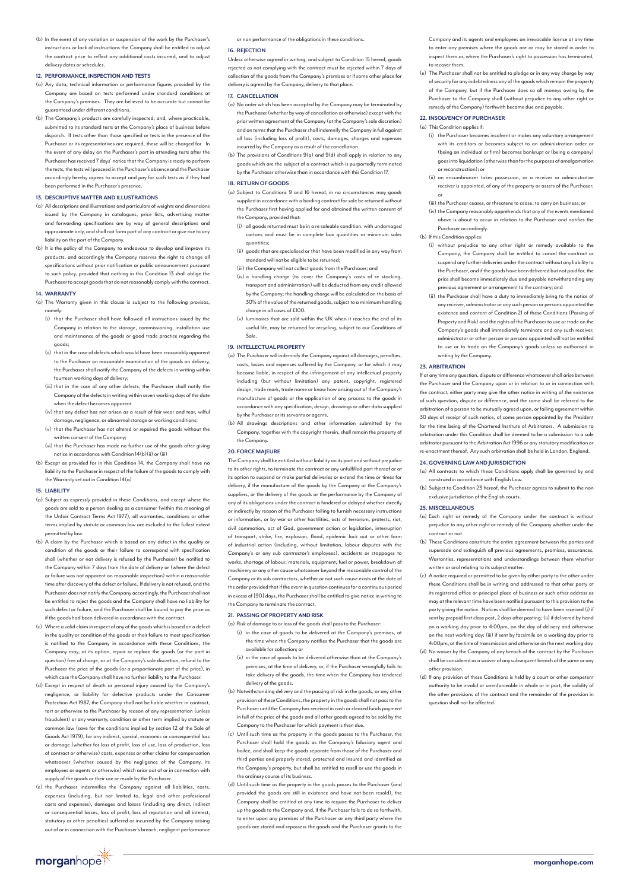(b) In the event of any variation or suspension of the work by the Purchaser's instructions or lack of instructions the Company shall be entitled to adjust the contract price to reflect any additional costs incurred, and to adjust delivery dates or schedules.

### 12. PERFORMANCE, INSPECTION AND TESTS

(a) Any data, technical information or performance figures provided by the Company are based on tests performed under standard conditions at the Company's premises. They are believed to be accurate but cannot be guaranteed under different conditions.

(b) The Company's products are carefully inspected, and, where practicable, submitted to its standard tests at the Company's place of business before dispatch. If tests other than those specified or tests in the presence of the Purchaser or its representatives are required, these will be charged for. In the event of any delay on the Purchaser's part in attending tests after the Purchaser has received 7 days' notice that the Company is ready to perform the tests, the tests will proceed in the Purchaser's absence and the Purchaser accordingly hereby agrees to accept and pay for such tests as if they had been performed in the Purchaser's presence.

### 13. DESCRIPTIVE MATTER AND ILLUSTRATIONS

(a) All descriptions and illustrations and particulars of weights and dimensions issued by the Company in catalogues, price lists, advertising matter and forwarding specifications are by way of general descriptions and approximate only, and shall not form part of any contract or give rise to any liability on the part of the Company.

(b) It is the policy of the Company to endeavour to develop and improve its products, and accordingly the Company reserves the right to change all specifications without prior notification or public announcement pursuant to such policy, provided that nothing in this Condition 13 shall oblige the Purchaser to accept goods that do not reasonably comply with the contract.

### 14. WARRANTY

(a) The Warranty given in this clause is subject to the following provisos, namely:

(i) that the Purchaser shall have followed all instructions issued by the Company in relation to the storage, commissioning, installation use and maintenance of the goods or good trade practice regarding the goods;

(ii) that in the case of defects which would have been reasonably apparent to the Purchaser on reasonable examination of the goods on delivery, the Purchaser shall notify the Company of the defects in writing within fourteen working days of delivery;

(iii) that in the case of any other defects, the Purchaser shall notify the Company of the defects in writing within seven working days of the date when the defect becomes apparent.

(iv) that any defect has not arisen as a result of fair wear and tear, wilful damage, negligence, or abnormal storage or working conditions;

(v) that the Purchaser has not altered or repaired the goods without the written consent of the Company;

(vi) that the Purchaser has made no further use of the goods after giving notice in accordance with Condition 14(b)(ii) or (iii)

(b) Except as provided for in this Condition 14, the Company shall have no liability to the Purchaser in respect of the failure of the goods to comply with the Warranty set out in Condition 14(a)

### 15. LIABILITY

(a) Subject as expressly provided in these Conditions, and except where the goods are sold to a person dealing as a consumer (within the meaning of the Unfair Contract Terms Act 1977), all warranties, conditions or other terms implied by statute or common law are excluded to the fullest extent permitted by law.

(b) A claim by the Purchaser which is based on any defect in the quality or condition of the goods or their failure to correspond with specification shall (whether or not delivery is refused by the Purchaser) be notified to the Company within 7 days from the date of delivery or (where the defect or failure was not apparent on reasonable inspection) within a reasonable time after discovery of the defect or failure. If delivery is not refused, and the Purchaser does not notify the Company accordingly, the Purchaser shall not be entitled to reject the goods and the Company shall have no liability for such defect or failure, and the Purchaser shall be bound to pay the price as if the goods had been delivered in accordance with the contract.

(c) Where a valid claim in respect of any of the goods which is based on a defect in the quality or condition of the goods or their failure to meet specification is notified to the Company in accordance with these Conditions, the Company may, at its option, repair or replace the goods (or the part in question) free of charge, or at the Company's sole discretion, refund to the Purchaser the price of the goods (or a proportionate part of the price), in which case the Company shall have no further liability to the Purchaser.

(d) Except in respect of death or personal injury caused by the Company's negligence, or liability for defective products under the Consumer Protection Act 1987, the Company shall not be liable whether in contract, tort or otherwise to the Purchaser by reason of any representation (unless fraudulent) or any warranty, condition or other term implied by statute or common law (save for the conditions implied by section 12 of the Sale of Goods Act 1979), for any indirect, special, economic or consequential loss or damage (whether for loss of profit, loss of use, loss of production, loss of contract or otherwise) costs, expenses or other claims for compensation whatsoever (whether caused by the negligence of the Company, its employees or agents or otherwise) which arise out of or in connection with supply of the goods or their use or resale by the Purchaser.

(e) the Purchaser indemnifies the Company against all liabilities, costs, expenses (including, but not limited to, legal and other professional costs and expenses), damages and losses (including any direct, indirect or consequential losses, loss of profit, loss of reputation and all interest, statutory or other penalties) suffered or incurred by the Company arising out of or in connection with the Purchaser's breach, negligent performance or non performance of the obligations in these conditions.

### 16. REJECTION

Unless otherwise agreed in writing, and subject to Condition 15 hereof, goods rejected as not complying with the contract must be rejected within 7 days of collection of the goods from the Company's premises or if some other place for delivery is agreed by the Company, delivery to that place.

### 17. CANCELLATION

(a) No order which has been accepted by the Company may be terminated by the Purchaser (whether by way of cancellation or otherwise) except with the prior written agreement of the Company (at the Company's sole discretion) and on terms that the Purchaser shall indemnify the Company in full against all loss (including loss of profit), costs, damages, charges and expenses incurred by the Company as a result of the cancellation.

(b) The provisions of Conditions 9(a) and 9(d) shall apply in relation to any goods which are the subject of a contract which is purportedly terminated by the Purchaser otherwise than in accordance with this Condition 17.

### 18. RETURN OF GOODS

(a) Subject to Conditions 9 and 16 hereof, in no circumstances may goods supplied in accordance with a binding contract for sale be returned without the Purchaser first having applied for and obtained the written consent of the Company, provided that:

(i) all goods returned must be in a re saleable condition, with undamaged cartons and must be in complete box quantities or minimum sales quantities;

(ii) goods that are specialised or that have been modified in any way from standard will not be eligible to be returned;

(iii) the Company will not collect goods from the Purchaser; and

(iv) a handling charge (to cover the Company's costs of re stocking, transport and administration) will be deducted from any credit allowed by the Company; the handling charge will be calculated on the basis of 30% of the value of the returned goods, subject to a minimum handling charge in all cases of £100.

(v) luminaires that are sold within the UK when it reaches the end of its useful life, may be returned for recycling, subject to our Conditions of Sale.

### 19. INTELLECTUAL PROPERTY

(a) The Purchaser will indemnify the Company against all damages, penalties, costs, losses and expenses suffered by the Company, or for which it may become liable, in respect of the infringement of any intellectual property including (but without limitation) any patent, copyright, registered design, trade mark, trade name or know how arising out of the Company's manufacture of goods or the application of any process to the goods in accordance with any specification, design, drawings or other data supplied by the Purchaser or its servants or agents.

(b) All drawings descriptions and other information submitted by the Company, together with the copyright therein, shall remain the property of the Company.

### 20. FORCE MAJEURE

The Company shall be entitled without liability on its part and without prejudice to its other rights, to terminate the contract or any unfulfilled part thereof or at its option to suspend or make partial deliveries or extend the time or times for delivery, if the manufacture of the goods by the Company or the Company's suppliers, or the delivery of the goods or the performance by the Company of any of its obligations under the contract is hindered or delayed whether directly or indirectly by reason of the Purchaser failing to furnish necessary instructions or information, or by war or other hostilities, acts of terrorism, protests, riot, civil commotion, act of God, government action or legislation, interruption of transport, strike, fire, explosion, flood, epidemic lock out or other form of industrial action (including, without limitation, labour disputes with the Company's or any sub contractor's employees), accidents or stoppages to works, shortage of labour, materials, equipment, fuel or power, breakdown of machinery or any other cause whatsoever beyond the reasonable control of the Company or its sub contractors, whether or not such cause exists at the date of the order provided that if the event in question continues for a continuous period in excess of [90] days, the Purchaser shall be entitled to give notice in writing to the Company to terminate the contract.

### 21. PASSING OF PROPERTY AND RISK

(a) Risk of damage to or loss of the goods shall pass to the Purchaser:

(i) in the case of goods to be delivered at the Company's premises, at the time when the Company notifies the Purchaser that the goods are available for collection; or

(ii) in the case of goods to be delivered otherwise than at the Company's premises, at the time of delivery, or, if the Purchaser wrongfully fails to take delivery of the goods, the time when the Company has tendered delivery of the goods.

(b) Notwithstanding delivery and the passing of risk in the goods, or any other provision of these Conditions, the property in the goods shall not pass to the Purchaser until the Company has received in cash or cleared funds payment in full of the price of the goods and all other goods agreed to be sold by the Company to the Purchaser for which payment is then due.

(c) Until such time as the property in the goods passes to the Purchaser, the Purchaser shall hold the goods as the Company's fiduciary agent and bailee, and shall keep the goods separate from those of the Purchaser and third parties and properly stored, protected and insured and identified as the Company's property, but shall be entitled to resell or use the goods in the ordinary course of its business.

(d) Until such time as the property in the goods passes to the Purchaser (and provided the goods are still in existence and have not been resold), the Company shall be entitled at any time to require the Purchaser to deliver up the goods to the Company and, if the Purchaser fails to do so forthwith, to enter upon any premises of the Purchaser or any third party where the goods are stored and repossess the goods and the Purchaser grants to the Company and its agents and employees an irrevocable license at any time to enter any premises where the goods are or may be stored in order to inspect them or, where the Purchaser's right to possession has terminated, to recover them.

(e) The Purchaser shall not be entitled to pledge or in any way charge by way of security for any indebtedness any of the goods which remain the property of the Company, but if the Purchaser does so all moneys owing by the Purchaser to the Company shall (without prejudice to any other right or remedy of the Company) forthwith become due and payable.

### 22. INSOLVENCY OF PURCHASER

(a) This Condition applies if:

(i) the Purchaser becomes insolvent or makes any voluntary arrangement with its creditors or becomes subject to an administration order or (being an individual or firm) becomes bankrupt or (being a company) goes into liquidation (otherwise than for the purposes of amalgamation or reconstruction); or

(ii) an encumbrancer takes possession, or a receiver or administrative receiver is appointed, of any of the property or assets of the Purchaser; or

(iii) the Purchaser ceases, or threatens to cease, to carry on business; or

(iv) the Company reasonably apprehends that any of the events mentioned above is about to occur in relation to the Purchaser and notifies the Purchaser accordingly.

(b) If this Condition applies:

(i) without prejudice to any other right or remedy available to the Company, the Company shall be entitled to cancel the contract or suspend any further deliveries under the contract without any liability to the Purchaser, and if the goods have been delivered but not paid for, the price shall become immediately due and payable notwithstanding any previous agreement or arrangement to the contrary; and

(ii) the Purchaser shall have a duty to immediately bring to the notice of any receiver, administrator or any such person or persons appointed the existence and content of Condition 21 of these Conditions (Passing of Property and Risk) and the rights of the Purchaser to use or trade on the Company's goods shall immediately terminate and any such receiver, administrator or other person or persons appointed will not be entitled to use or to trade on the Company's goods unless so authorised in writing by the Company.

### 23. ARBITRATION

If at any time any question, dispute or difference whatsoever shall arise between the Purchaser and the Company upon or in relation to or in connection with the contract, either party may give the other notice in writing of the existence of such question, dispute or difference, and the same shall be referred to the arbitration of a person to be mutually agreed upon, or failing agreement within 30 days of receipt of such notice, of some person appointed by the President for the time being of the Chartered Institute of Arbitrators. A submission to arbitration under this Condition shall be deemed to be a submission to a sole arbitrator pursuant to the Arbitration Act 1996 or any statutory modification or re-enactment thereof. Any such arbitration shall be held in London, England.

### 24. GOVERNING LAW AND JURISDICTION

(a) All contracts to which these Conditions apply shall be governed by and construed in accordance with English Law.

(b) Subject to Condition 23 hereof, the Purchaser agrees to submit to the non exclusive jurisdiction of the English courts.

### 25. MISCELLANEOUS

(a) Each right or remedy of the Company under the contract is without prejudice to any other right or remedy of the Company whether under the contract or not.

(b) These Conditions constitute the entire agreement between the parties and supersede and extinguish all previous agreements, promises, assurances, Warranties, representations and understandings between them whether written or oral relating to its subject matter.

(c) A notice required or permitted to be given by either party to the other under these Conditions shall be in writing and addressed to that other party at its registered office or principal place of business or such other address as may at the relevant time have been notified pursuant to this provision to the party giving the notice. Notices shall be deemed to have been received (i) if sent by prepaid first class post, 2 days after posting; (ii) if delivered by hand on a working day prior to 4:00pm, on the day of delivery and otherwise on the next working day; (iii) if sent by facsimile on a working day prior to 4:00pm, at the time of transmission and otherwise on the next working day.

(d) No waiver by the Company of any breach of the contract by the Purchaser shall be considered as a waiver of any subsequent breach of the same or any other provision.

(d) If any provision of these Conditions is held by a court or other competent authority to be invalid or unenforceable in whole or in part, the validity of the other provisions of the contract and the remainder of the provision in question shall not be affected.